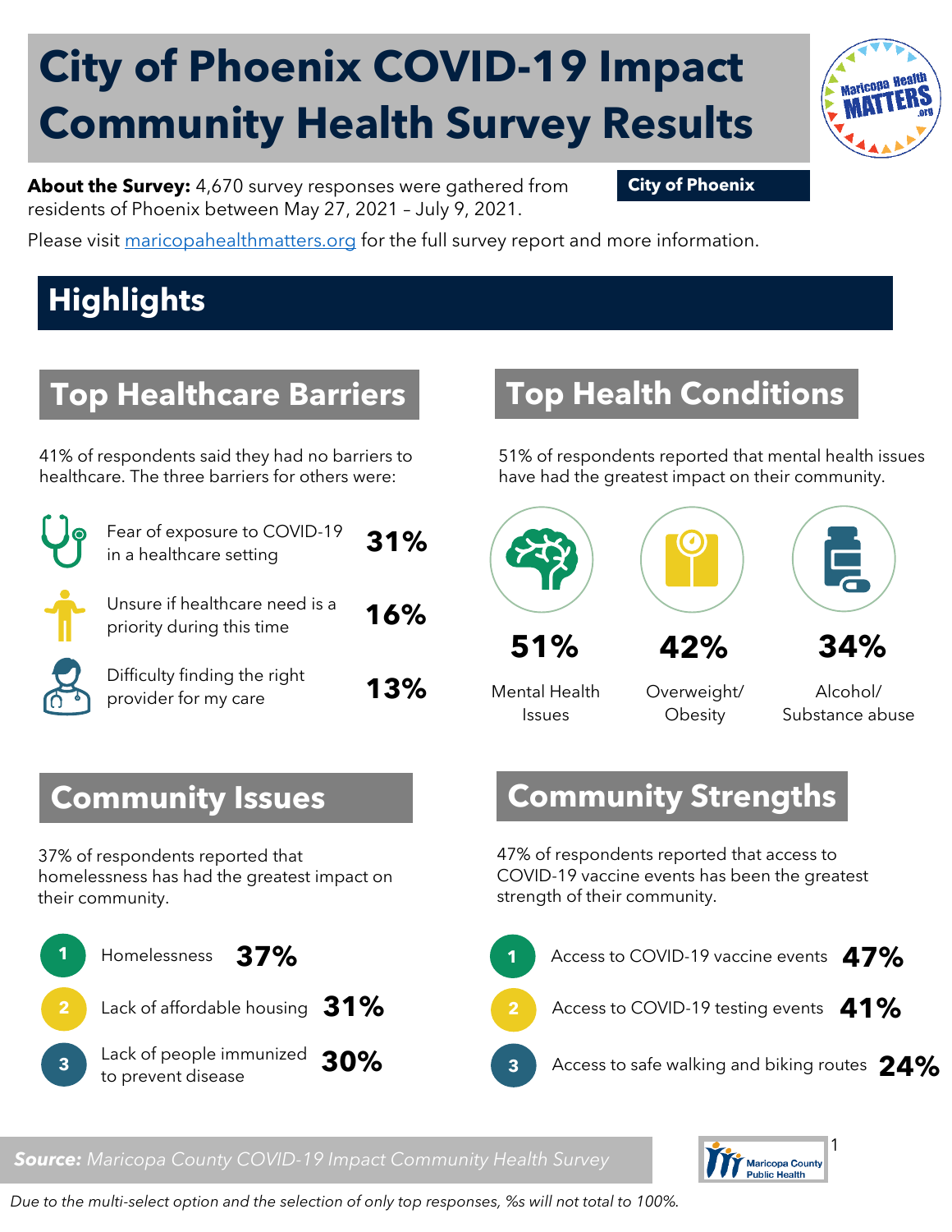# City of Phoenix COVID-19 Impact Community Health Survey Results

**About the Survey:** 4,670 survey responses were gathered from residents of Phoenix between May 27, 2021 – July 9, 2021.

**City of Phoenix**

Please visit maricopahealthmatters.org for the full survey report and more information.

## Highlights

### Top Healthcare Barriers

41% of respondents said they had no barriers to healthcare. The three barriers for others were:

- Fear of exposure to COVID-19 in a healthcare setting **31%**
- Unsure if healthcare need is a priority during this time **16%**
- Difficulty finding the right provider for my care **13%**

### Top Health Conditions

51% of respondents reported that mental health issues have had the greatest impact on their community.

- **51%** Mental Health Issues
- **42%** Overweight/ Obesity
- **34%** Alcohol/ Substance abuse

### Community Issues

37% of respondents reported that homelessness has had the greatest impact on their community.

1. Homelessness **37%**
2. Lack of affordable housing **31%**
3. Lack of people immunized to prevent disease **30%**

### Community Strengths

47% of respondents reported that access to COVID-19 vaccine events has been the greatest strength of their community.

1. Access to COVID-19 vaccine events **47%**
2. Access to COVID-19 testing events **41%**
3. Access to safe walking and biking routes **24%**

***Source:** Maricopa County COVID-19 Impact Community Health Survey*

*Due to the multi-select option and the selection of only top responses, %s will not total to 100%.*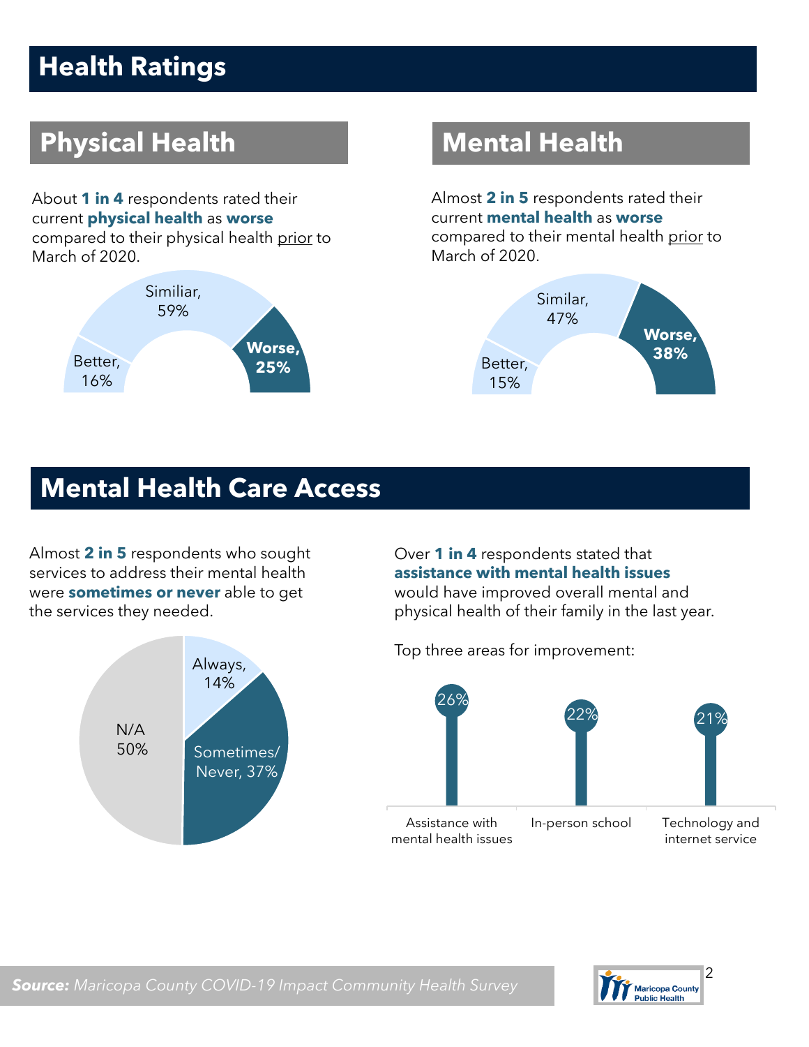# Health Ratings

## Physical Health

About **1 in 4** respondents rated their current **physical health** as **worse** compared to their physical health <u>prior</u> to March of 2020.

Better, 16%

Similiar, 59%

**Worse, 25%**

## Mental Health

Almost **2 in 5** respondents rated their current **mental health** as **worse** compared to their mental health <u>prior</u> to March of 2020.

Better, 15%

Similar, 47%

**Worse, 38%**

# Mental Health Care Access

Almost **2 in 5** respondents who sought services to address their mental health were **sometimes or never** able to get the services they needed.

Always, 14%

Sometimes/ Never, 37%

N/A 50%

Over **1 in 4** respondents stated that **assistance with mental health issues** would have improved overall mental and physical health of their family in the last year.

Top three areas for improvement:

| Assistance with mental health issues | In-person school | Technology and internet service |
|---|---|---|
| 26% | 22% | 21% |

***Source:*** *Maricopa County COVID-19 Impact Community Health Survey*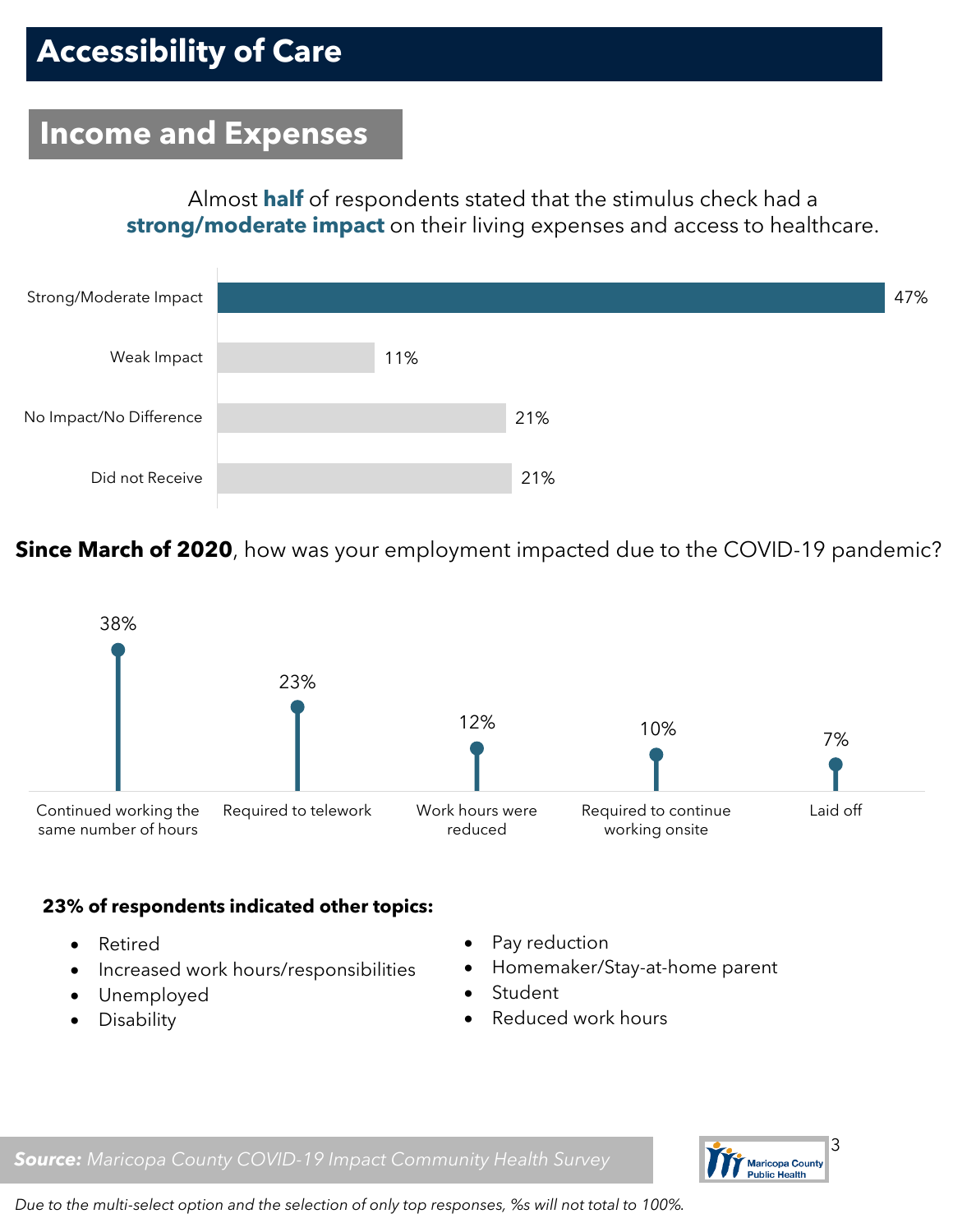# Accessibility of Care

## Income and Expenses

Almost **half** of respondents stated that the stimulus check had a **strong/moderate impact** on their living expenses and access to healthcare.

| Response | % |
|---|---|
| Strong/Moderate Impact | 47% |
| Weak Impact | 11% |
| No Impact/No Difference | 21% |
| Did not Receive | 21% |

**Since March of 2020**, how was your employment impacted due to the COVID-19 pandemic?

| Response | % |
|---|---|
| Continued working the same number of hours | 38% |
| Required to telework | 23% |
| Work hours were reduced | 12% |
| Required to continue working onsite | 10% |
| Laid off | 7% |

**23% of respondents indicated other topics:**

- Retired
- Increased work hours/responsibilities
- Unemployed
- Disability
- Pay reduction
- Homemaker/Stay-at-home parent
- Student
- Reduced work hours

***Source:*** *Maricopa County COVID-19 Impact Community Health Survey*

*Due to the multi-select option and the selection of only top responses, %s will not total to 100%.*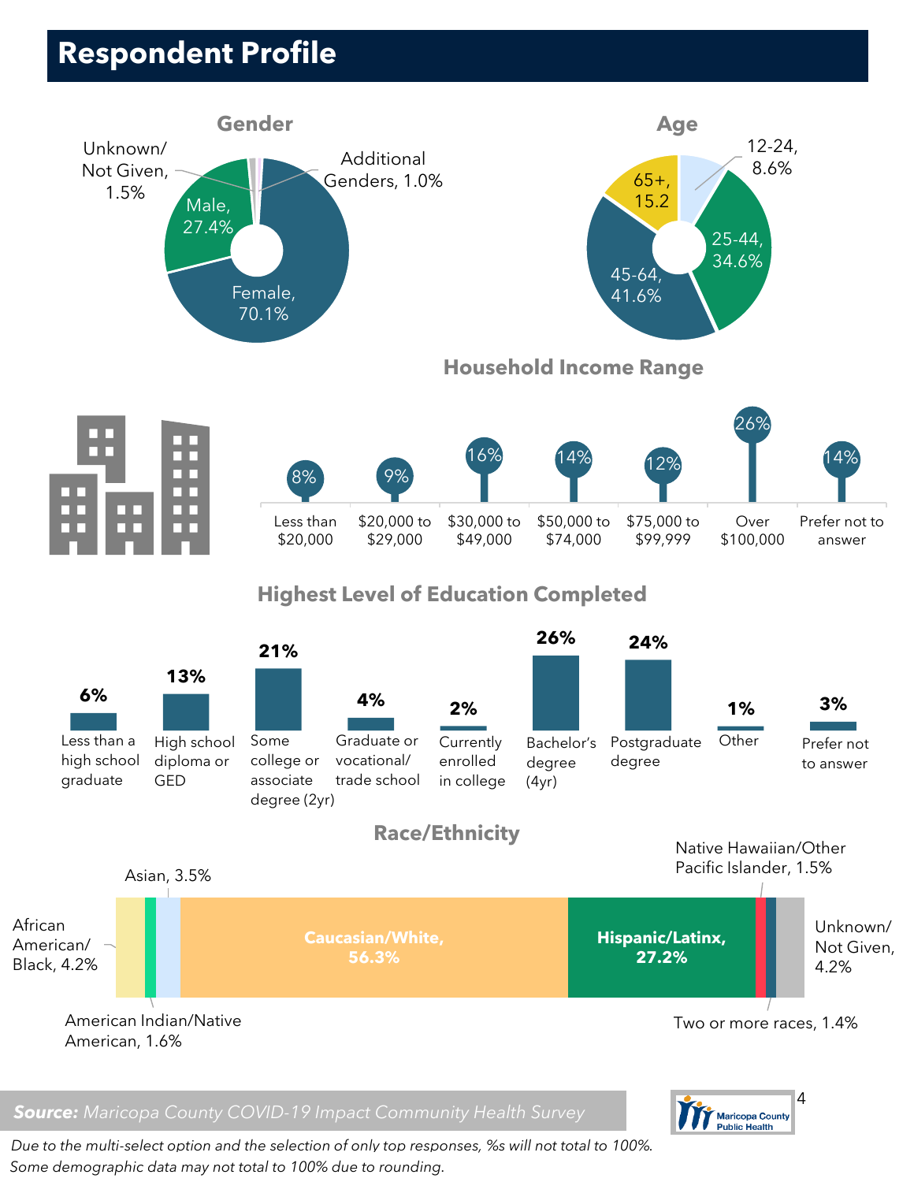# Respondent Profile

## Gender

Unknown/ Not Given, 1.5%
Additional Genders, 1.0%
Male, 27.4%
Female, 70.1%

## Age

12-24, 8.6%
65+, 15.2
25-44, 34.6%
45-64, 41.6%

## Household Income Range

8%
Less than $20,000

9%
$20,000 to $29,000

16%
$30,000 to $49,000

14%
$50,000 to $74,000

12%
$75,000 to $99,999

26%
Over $100,000

14%
Prefer not to answer

## Highest Level of Education Completed

6%
Less than a high school graduate

13%
High school diploma or GED

21%
Some college or associate degree (2yr)

4%
Graduate or vocational/ trade school

2%
Currently enrolled in college

26%
Bachelor's degree (4yr)

24%
Postgraduate degree

1%
Other

3%
Prefer not to answer

## Race/Ethnicity

African American/ Black, 4.2%
American Indian/Native American, 1.6%
Asian, 3.5%
Caucasian/White, 56.3%
Hispanic/Latinx, 27.2%
Native Hawaiian/Other Pacific Islander, 1.5%
Two or more races, 1.4%
Unknown/ Not Given, 4.2%

***Source:*** *Maricopa County COVID-19 Impact Community Health Survey*

*Due to the multi-select option and the selection of only top responses, %s will not total to 100%.*
*Some demographic data may not total to 100% due to rounding.*